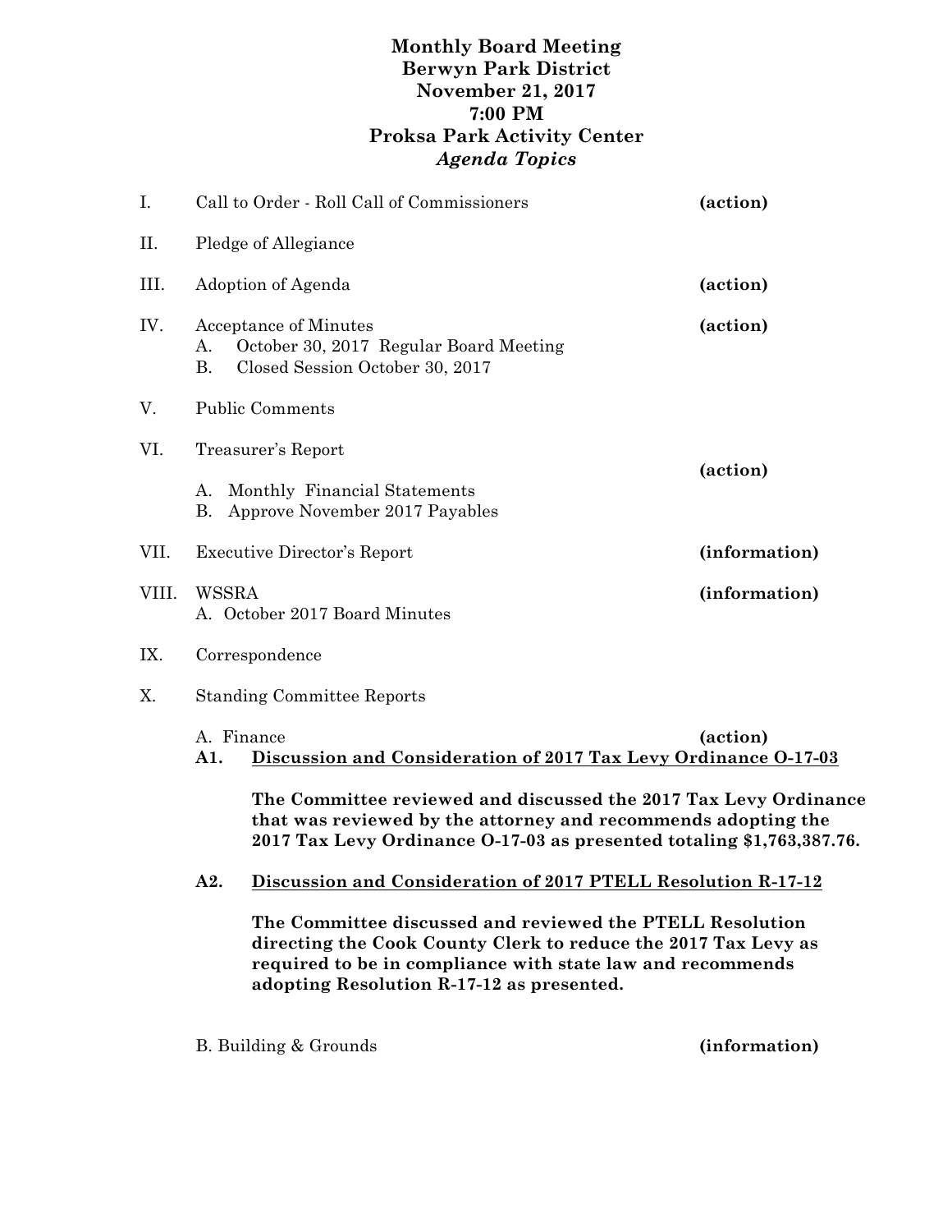# Monthly Board Meeting
# Berwyn Park District
# November 21, 2017
# 7:00 PM
# Proksa Park Activity Center
# *Agenda Topics*

I. Call to Order - Roll Call of Commissioners **(action)**

II. Pledge of Allegiance

III. Adoption of Agenda **(action)**

IV. Acceptance of Minutes **(action)**
   - A. October 30, 2017 Regular Board Meeting
   - B. Closed Session October 30, 2017

V. Public Comments

VI. Treasurer's Report **(action)**
   - A. Monthly Financial Statements
   - B. Approve November 2017 Payables

VII. Executive Director's Report **(information)**

VIII. WSSRA **(information)**
   - A. October 2017 Board Minutes

IX. Correspondence

X. Standing Committee Reports

   A. Finance **(action)**

   **A1. <u>Discussion and Consideration of 2017 Tax Levy Ordinance O-17-03</u>**

   **The Committee reviewed and discussed the 2017 Tax Levy Ordinance that was reviewed by the attorney and recommends adopting the 2017 Tax Levy Ordinance O-17-03 as presented totaling $1,763,387.76.**

   **A2. <u>Discussion and Consideration of 2017 PTELL Resolution R-17-12</u>**

   **The Committee discussed and reviewed the PTELL Resolution directing the Cook County Clerk to reduce the 2017 Tax Levy as required to be in compliance with state law and recommends adopting Resolution R-17-12 as presented.**

   B. Building & Grounds **(information)**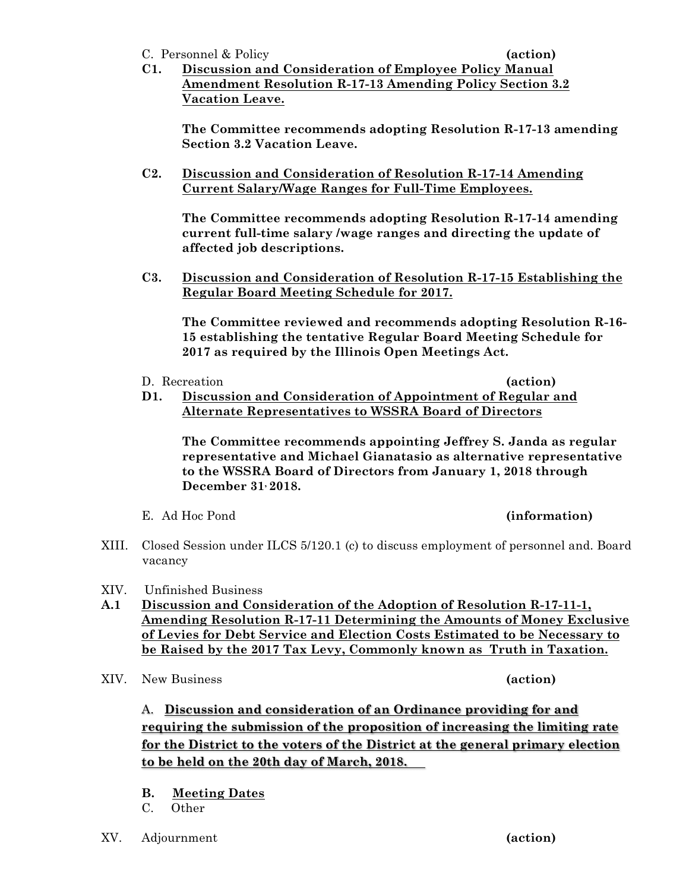C. Personnel & Policy **(action)**

**C1. Discussion and Consideration of Employee Policy Manual Amendment Resolution R-17-13 Amending Policy Section 3.2 Vacation Leave.**

**The Committee recommends adopting Resolution R-17-13 amending Section 3.2 Vacation Leave.**

**C2. Discussion and Consideration of Resolution R-17-14 Amending Current Salary/Wage Ranges for Full-Time Employees.**

**The Committee recommends adopting Resolution R-17-14 amending current full-time salary /wage ranges and directing the update of affected job descriptions.**

**C3. Discussion and Consideration of Resolution R-17-15 Establishing the Regular Board Meeting Schedule for 2017.**

**The Committee reviewed and recommends adopting Resolution R-16-15 establishing the tentative Regular Board Meeting Schedule for 2017 as required by the Illinois Open Meetings Act.**

D. Recreation **(action)**

**D1. Discussion and Consideration of Appointment of Regular and Alternate Representatives to WSSRA Board of Directors**

**The Committee recommends appointing Jeffrey S. Janda as regular representative and Michael Gianatasio as alternative representative to the WSSRA Board of Directors from January 1, 2018 through December 31, 2018.**

E. Ad Hoc Pond **(information)**

XIII. Closed Session under ILCS 5/120.1 (c) to discuss employment of personnel and. Board vacancy

XIV. Unfinished Business

**A.1 Discussion and Consideration of the Adoption of Resolution R-17-11-1, Amending Resolution R-17-11 Determining the Amounts of Money Exclusive of Levies for Debt Service and Election Costs Estimated to be Necessary to be Raised by the 2017 Tax Levy, Commonly known as Truth in Taxation.**

XIV. New Business **(action)**

A. **Discussion and consideration of an Ordinance providing for and requiring the submission of the proposition of increasing the limiting rate for the District to the voters of the District at the general primary election to be held on the 20th day of March, 2018.**

**B. Meeting Dates**

C. Other

XV. Adjournment **(action)**